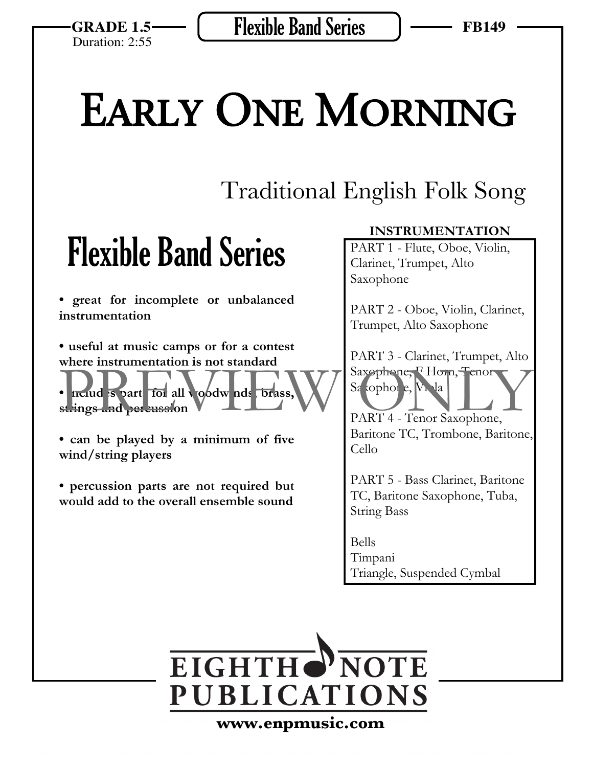**GRADE 1.5**
Duration: 2:55

**Flexible Band Series**

**FB149**

# EARLY ONE MORNING

## Traditional English Folk Song

## Flexible Band Series

- **great for incomplete or unbalanced instrumentation**
- **useful at music camps or for a contest where instrumentation is not standard**
- **includes parts for all woodwinds, brass, strings and percussion**
- **can be played by a minimum of five wind/string players**
- **percussion parts are not required but would add to the overall ensemble sound**

**INSTRUMENTATION**

PART 1 - Flute, Oboe, Violin, Clarinet, Trumpet, Alto Saxophone

PART 2 - Oboe, Violin, Clarinet, Trumpet, Alto Saxophone

PART 3 - Clarinet, Trumpet, Alto Saxophone, F Horn, Tenor Saxophone, Viola

PART 4 - Tenor Saxophone, Baritone TC, Trombone, Baritone, Cello

PART 5 - Bass Clarinet, Baritone TC, Baritone Saxophone, Tuba, String Bass

Bells
Timpani
Triangle, Suspended Cymbal

PREVIEW ONLY

**EIGHTH NOTE PUBLICATIONS**

**www.enpmusic.com**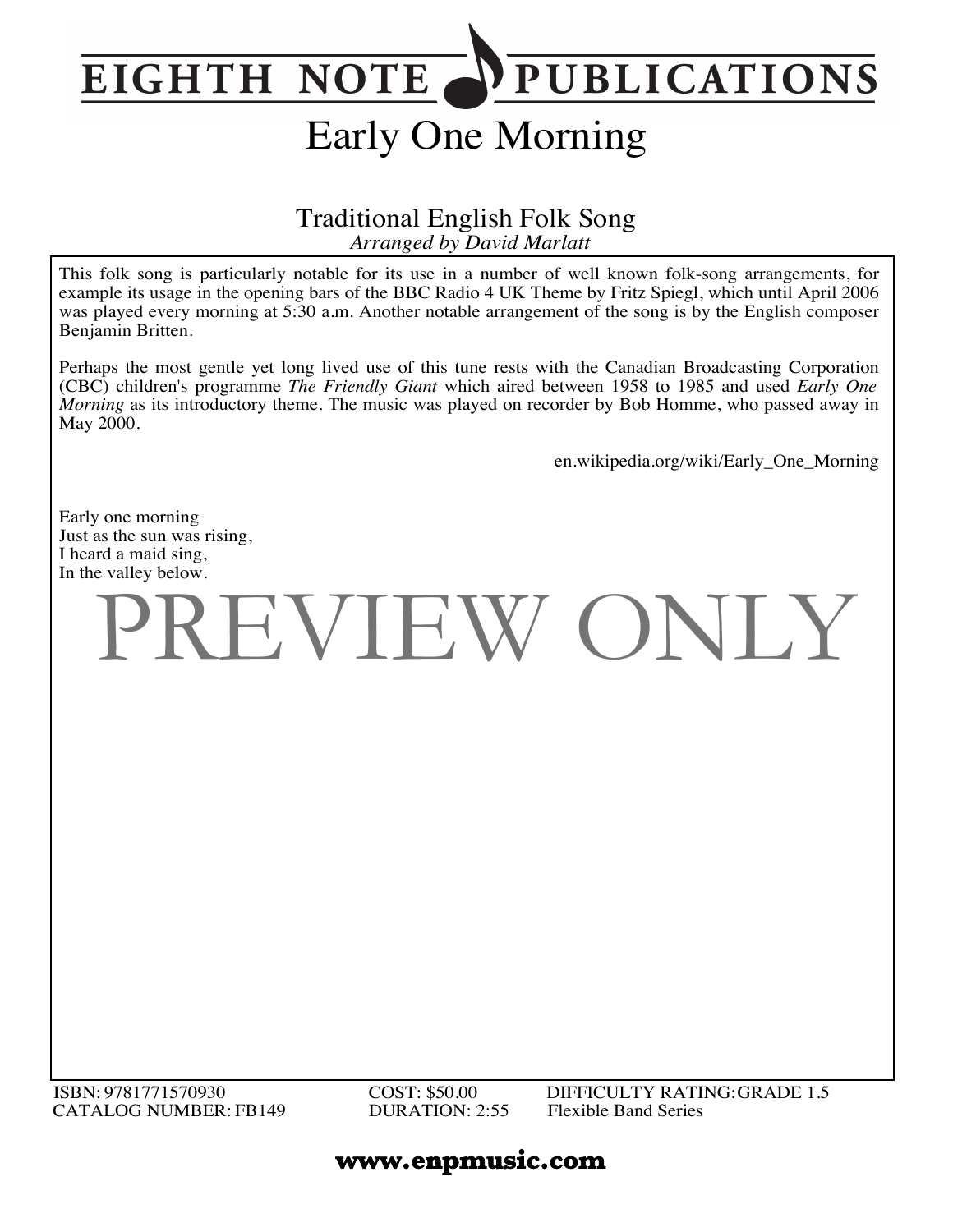# EIGHTH NOTE PUBLICATIONS

# Early One Morning

Traditional English Folk Song
*Arranged by David Marlatt*

This folk song is particularly notable for its use in a number of well known folk-song arrangements, for example its usage in the opening bars of the BBC Radio 4 UK Theme by Fritz Spiegl, which until April 2006 was played every morning at 5:30 a.m. Another notable arrangement of the song is by the English composer Benjamin Britten.

Perhaps the most gentle yet long lived use of this tune rests with the Canadian Broadcasting Corporation (CBC) children's programme *The Friendly Giant* which aired between 1958 to 1985 and used *Early One Morning* as its introductory theme. The music was played on recorder by Bob Homme, who passed away in May 2000.

en.wikipedia.org/wiki/Early_One_Morning

Early one morning
Just as the sun was rising,
I heard a maid sing,
In the valley below.

PREVIEW ONLY

ISBN: 9781771570930
CATALOG NUMBER: FB149

COST: $50.00
DURATION: 2:55

DIFFICULTY RATING: GRADE 1.5
Flexible Band Series

**www.enpmusic.com**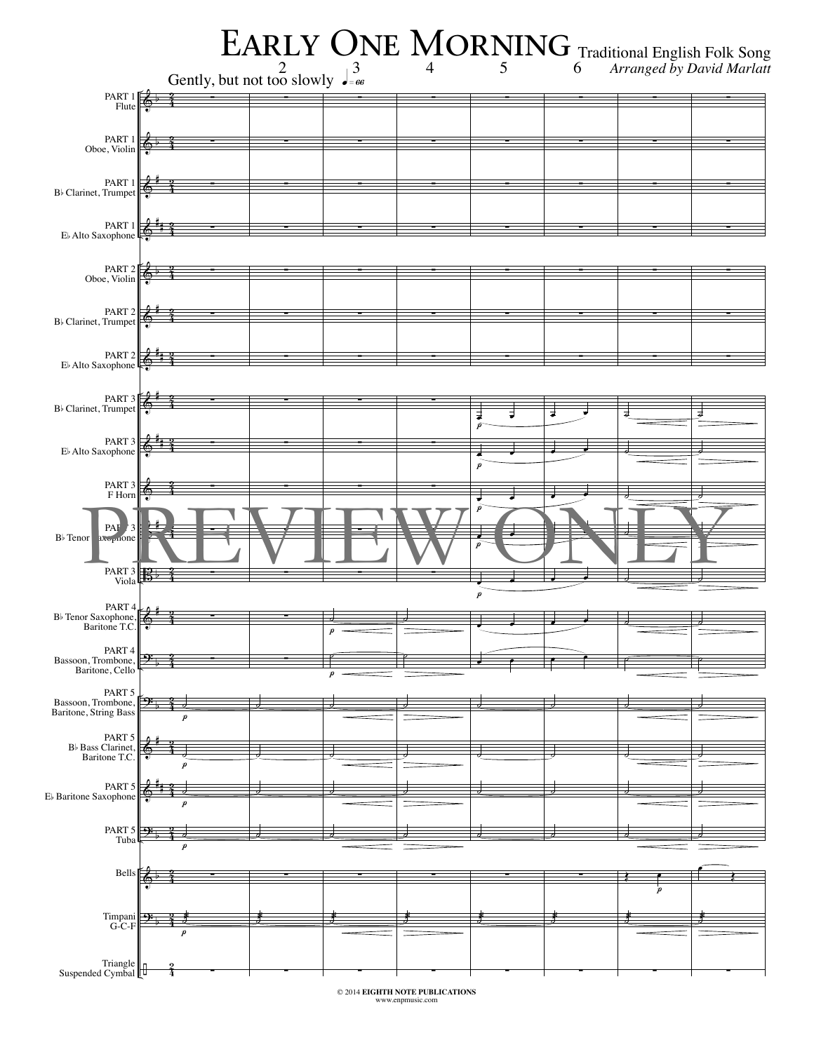# Early One Morning

Traditional English Folk Song

*Arranged by David Marlatt*

Gently, but not too slowly ♩= 66

PART 1 Flute

PART 1 Oboe, Violin

PART 1 B♭ Clarinet, Trumpet

PART 1 E♭ Alto Saxophone

PART 2 Oboe, Violin

PART 2 B♭ Clarinet, Trumpet

PART 2 E♭ Alto Saxophone

PART 3 B♭ Clarinet, Trumpet

PART 3 E♭ Alto Saxophone

PART 3 F Horn

PART 3 B♭ Tenor Saxophone

PART 3 Viola

PART 4 B♭ Tenor Saxophone, Baritone T.C.

PART 4 Bassoon, Trombone, Baritone, Cello

PART 5 Bassoon, Trombone, Baritone, String Bass

PART 5 B♭ Bass Clarinet, Baritone T.C.

PART 5 E♭ Baritone Saxophone

PART 5 Tuba

Bells

Timpani G-C-F

Triangle Suspended Cymbal

PREVIEW ONLY

© 2014 EIGHTH NOTE PUBLICATIONS
www.enpmusic.com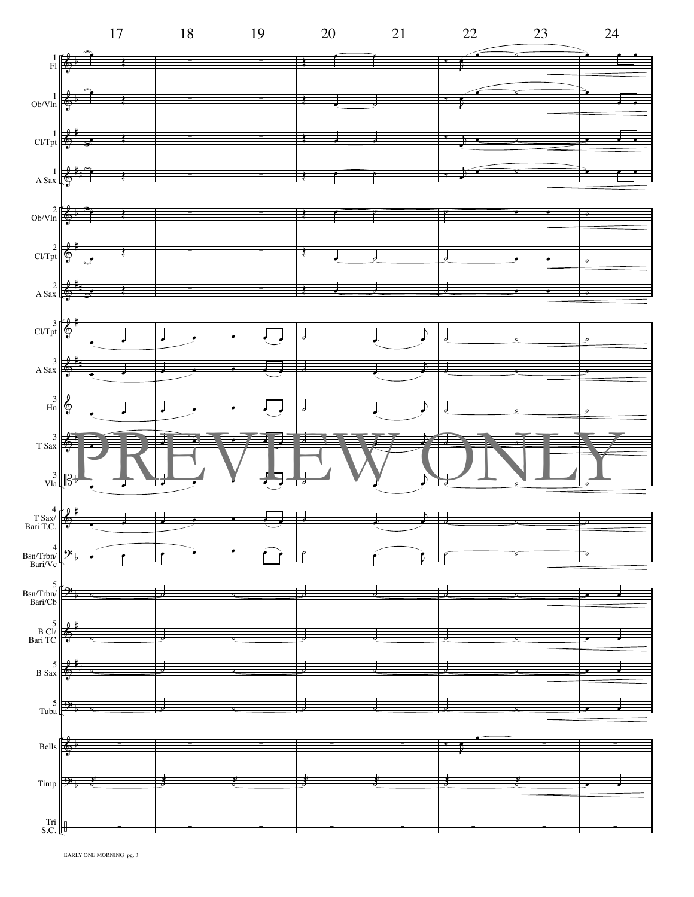17 18 19 20 21 22 23 24

1 Fl

1 Ob/Vln

1 Cl/Tpt

1 A Sax

2 Ob/Vln

2 Cl/Tpt

2 A Sax

3 Cl/Tpt

3 A Sax

3 Hn

3 T Sax

3 Vla

4 T Sax/ Bari T.C.

4 Bsn/Trbn/ Bari/Vc

5 Bsn/Trbn/ Bari/Cb

5 B Cl/ Bari TC

5 B Sax

5 Tuba

Bells

Timp

Tri S.C.

PREVIEW ONLY

EARLY ONE MORNING pg. 3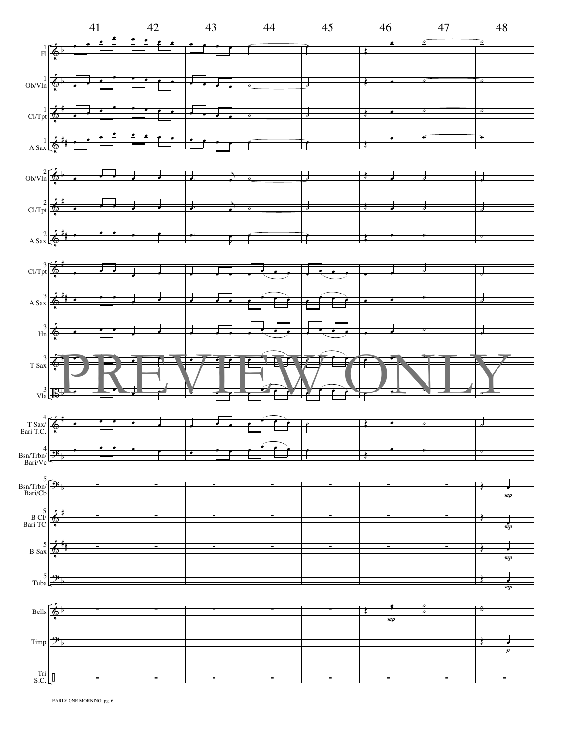41 42 43 44 45 46 47 48

1 Fl

1 Ob/Vln

1 Cl/Tpt

1 A Sax

2 Ob/Vln

2 Cl/Tpt

2 A Sax

3 Cl/Tpt

3 A Sax

3 Hn

3 T Sax

3 Vla

4 T Sax/ Bari T.C.

4 Bsn/Trbn/ Bari/Vc

5 Bsn/Trbn/ Bari/Cb

5 B Cl/ Bari TC

5 B Sax

5 Tuba

Bells

Timp

Tri S.C.

*mp* *mp* *mp* *mp* *mp* *p*

PREVIEW ONLY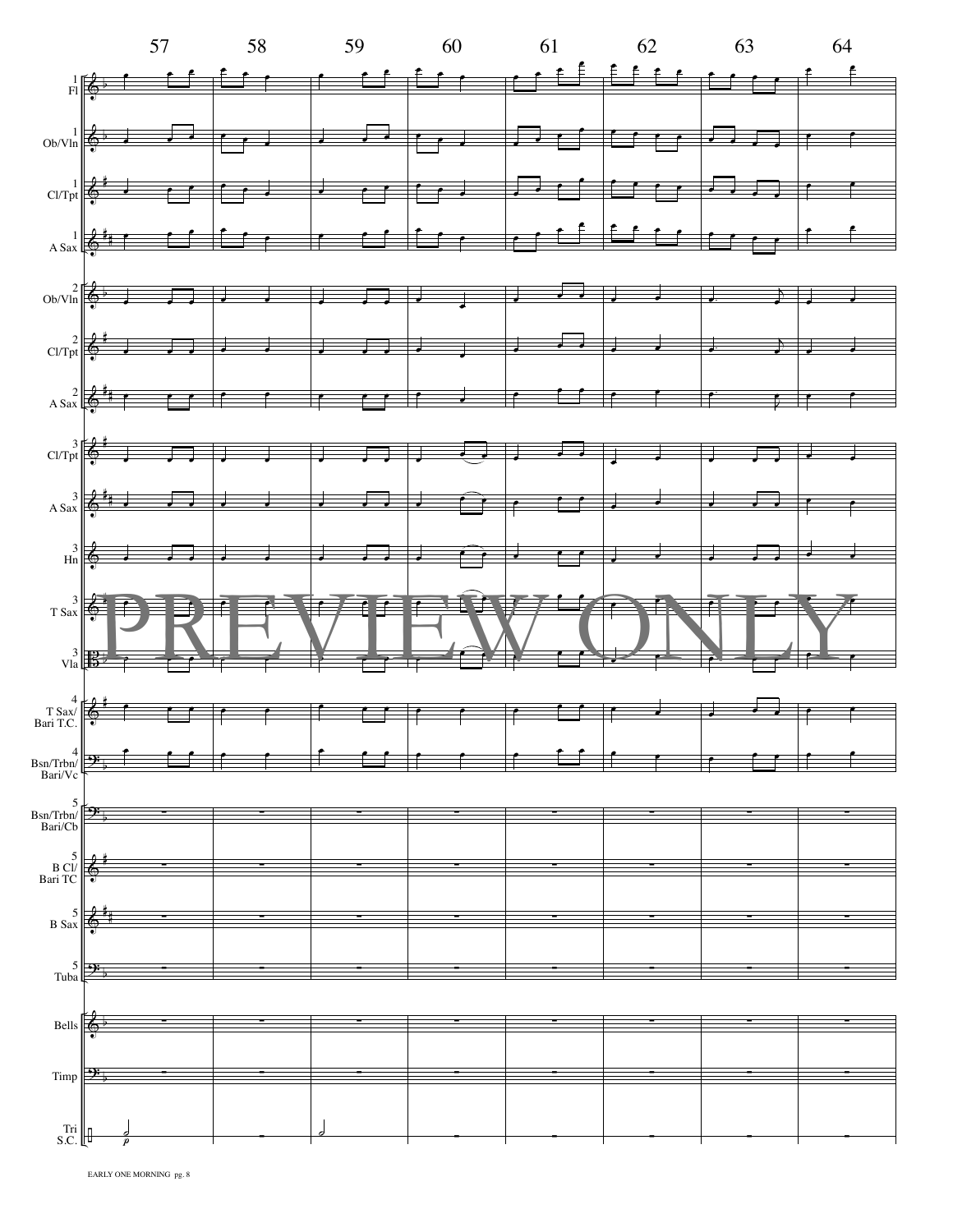57 58 59 60 61 62 63 64

1 Fl

1 Ob/Vln

1 Cl/Tpt

1 A Sax

2 Ob/Vln

2 Cl/Tpt

2 A Sax

3 Cl/Tpt

3 A Sax

3 Hn

3 T Sax

3 Vla

4 T Sax/ Bari T.C.

4 Bsn/Trbn/ Bari/Vc

5 Bsn/Trbn/ Bari/Cb

5 B Cl/ Bari TC

5 B Sax

5 Tuba

Bells

Timp

Tri S.C.

PREVIEW ONLY

EARLY ONE MORNING pg. 8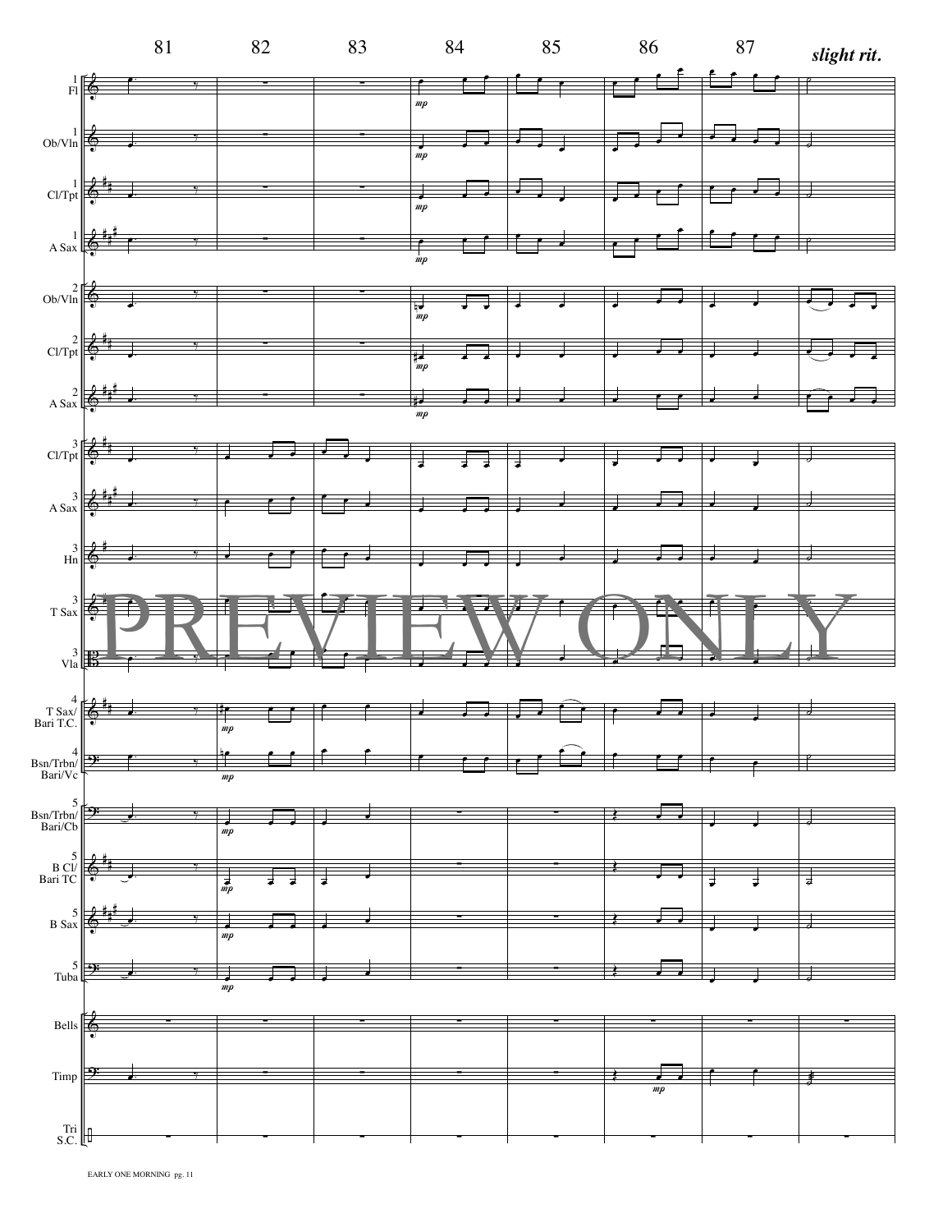81 82 83 84 85 86 87 *slight rit.*

1 Fl

1 Ob/Vln

1 Cl/Tpt

1 A Sax

2 Ob/Vln

2 Cl/Tpt

2 A Sax

3 Cl/Tpt

3 A Sax

3 Hn

3 T Sax

3 Vla

4 T Sax/ Bari T.C.

4 Bsn/Trbn/ Bari/Vc

5 Bsn/Trbn/ Bari/Cb

5 B Cl/ Bari TC

5 B Sax

5 Tuba

Bells

Timp

Tri S.C.

PREVIEW ONLY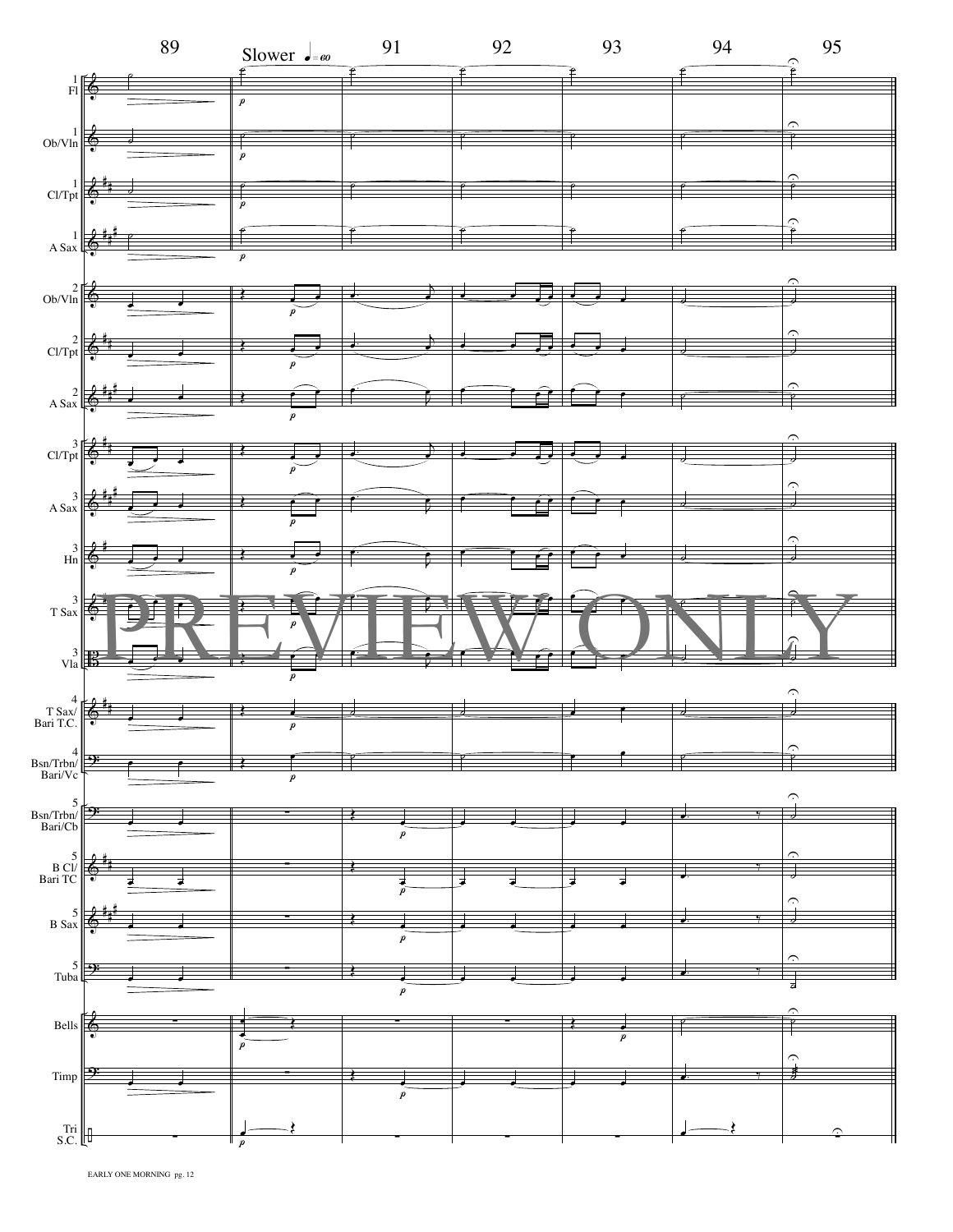89

Slower ♩= 60

91

92

93

94

95

1 Fl

1 Ob/Vln

1 Cl/Tpt

1 A Sax

2 Ob/Vln

2 Cl/Tpt

2 A Sax

3 Cl/Tpt

3 A Sax

3 Hn

3 T Sax

3 Vla

4 T Sax/ Bari T.C.

4 Bsn/Trbn/ Bari/Vc

5 Bsn/Trbn/ Bari/Cb

5 B Cl/ Bari TC

5 B Sax

5 Tuba

Bells

Timp

Tri S.C.

PREVIEW ONLY